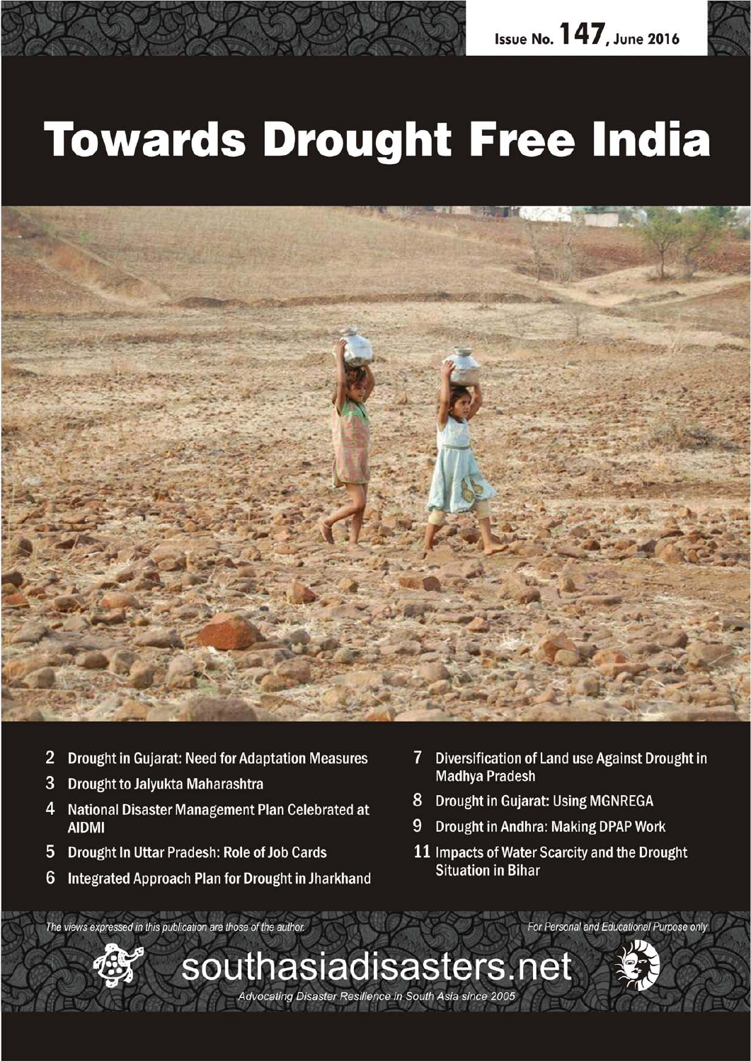Issue No. 147, June 2016

# Towards Drought Free India

- 2 Drought in Gujarat: Need for Adaptation Measures
- 3 Drought to Jalyukta Maharashtra
- 4 National Disaster Management Plan Celebrated at AIDMI
- 5 Drought In Uttar Pradesh: Role of Job Cards
- 6 Integrated Approach Plan for Drought in Jharkhand
- 7 Diversification of Land use Against Drought in Madhya Pradesh
- 8 Drought in Gujarat: Using MGNREGA
- 9 Drought in Andhra: Making DPAP Work
- 11 Impacts of Water Scarcity and the Drought Situation in Bihar

*The views expressed in this publication are those of the author.*

*For Personal and Educational Purpose only*

southasiadisasters.net

*Advocating Disaster Resilience in South Asia since 2005*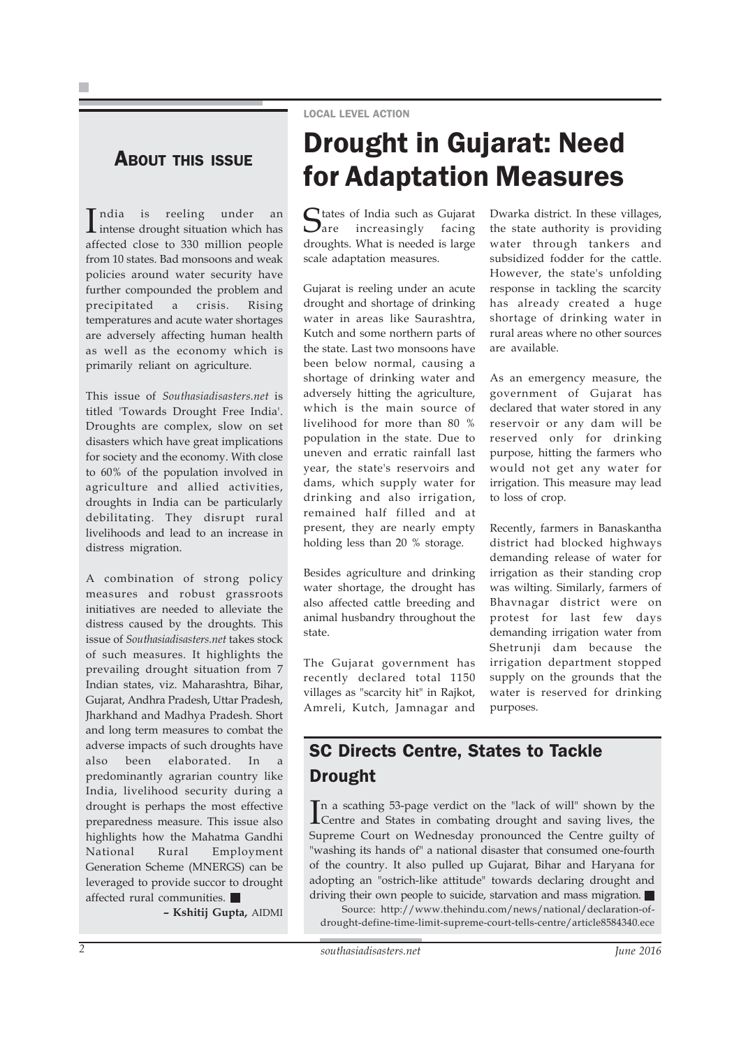## About this issue

India is reeling under an intense drought situation which has affected close to 330 million people from 10 states. Bad monsoons and weak policies around water security have further compounded the problem and precipitated a crisis. Rising temperatures and acute water shortages are adversely affecting human health as well as the economy which is primarily reliant on agriculture.

This issue of *Southasiadisasters.net* is titled 'Towards Drought Free India'. Droughts are complex, slow on set disasters which have great implications for society and the economy. With close to 60% of the population involved in agriculture and allied activities, droughts in India can be particularly debilitating. They disrupt rural livelihoods and lead to an increase in distress migration.

A combination of strong policy measures and robust grassroots initiatives are needed to alleviate the distress caused by the droughts. This issue of *Southasiadisasters.net* takes stock of such measures. It highlights the prevailing drought situation from 7 Indian states, viz. Maharashtra, Bihar, Gujarat, Andhra Pradesh, Uttar Pradesh, Jharkhand and Madhya Pradesh. Short and long term measures to combat the adverse impacts of such droughts have also been elaborated. In a predominantly agrarian country like India, livelihood security during a drought is perhaps the most effective preparedness measure. This issue also highlights how the Mahatma Gandhi National Rural Employment Generation Scheme (MNERGS) can be leveraged to provide succor to drought affected rural communities. ■

**– Kshitij Gupta,** AIDMI

LOCAL LEVEL ACTION

# Drought in Gujarat: Need for Adaptation Measures

States of India such as Gujarat are increasingly facing droughts. What is needed is large scale adaptation measures.

Gujarat is reeling under an acute drought and shortage of drinking water in areas like Saurashtra, Kutch and some northern parts of the state. Last two monsoons have been below normal, causing a shortage of drinking water and adversely hitting the agriculture, which is the main source of livelihood for more than 80 % population in the state. Due to uneven and erratic rainfall last year, the state's reservoirs and dams, which supply water for drinking and also irrigation, remained half filled and at present, they are nearly empty holding less than 20 % storage.

Besides agriculture and drinking water shortage, the drought has also affected cattle breeding and animal husbandry throughout the state.

The Gujarat government has recently declared total 1150 villages as "scarcity hit" in Rajkot, Amreli, Kutch, Jamnagar and Dwarka district. In these villages, the state authority is providing water through tankers and subsidized fodder for the cattle. However, the state's unfolding response in tackling the scarcity has already created a huge shortage of drinking water in rural areas where no other sources are available.

As an emergency measure, the government of Gujarat has declared that water stored in any reservoir or any dam will be reserved only for drinking purpose, hitting the farmers who would not get any water for irrigation. This measure may lead to loss of crop.

Recently, farmers in Banaskantha district had blocked highways demanding release of water for irrigation as their standing crop was wilting. Similarly, farmers of Bhavnagar district were on protest for last few days demanding irrigation water from Shetrunji dam because the irrigation department stopped supply on the grounds that the water is reserved for drinking purposes.

## SC Directs Centre, States to Tackle Drought

In a scathing 53-page verdict on the "lack of will" shown by the Centre and States in combating drought and saving lives, the Supreme Court on Wednesday pronounced the Centre guilty of "washing its hands of" a national disaster that consumed one-fourth of the country. It also pulled up Gujarat, Bihar and Haryana for adopting an "ostrich-like attitude" towards declaring drought and driving their own people to suicide, starvation and mass migration. ■

Source: http://www.thehindu.com/news/national/declaration-of-drought-define-time-limit-supreme-court-tells-centre/article8584340.ece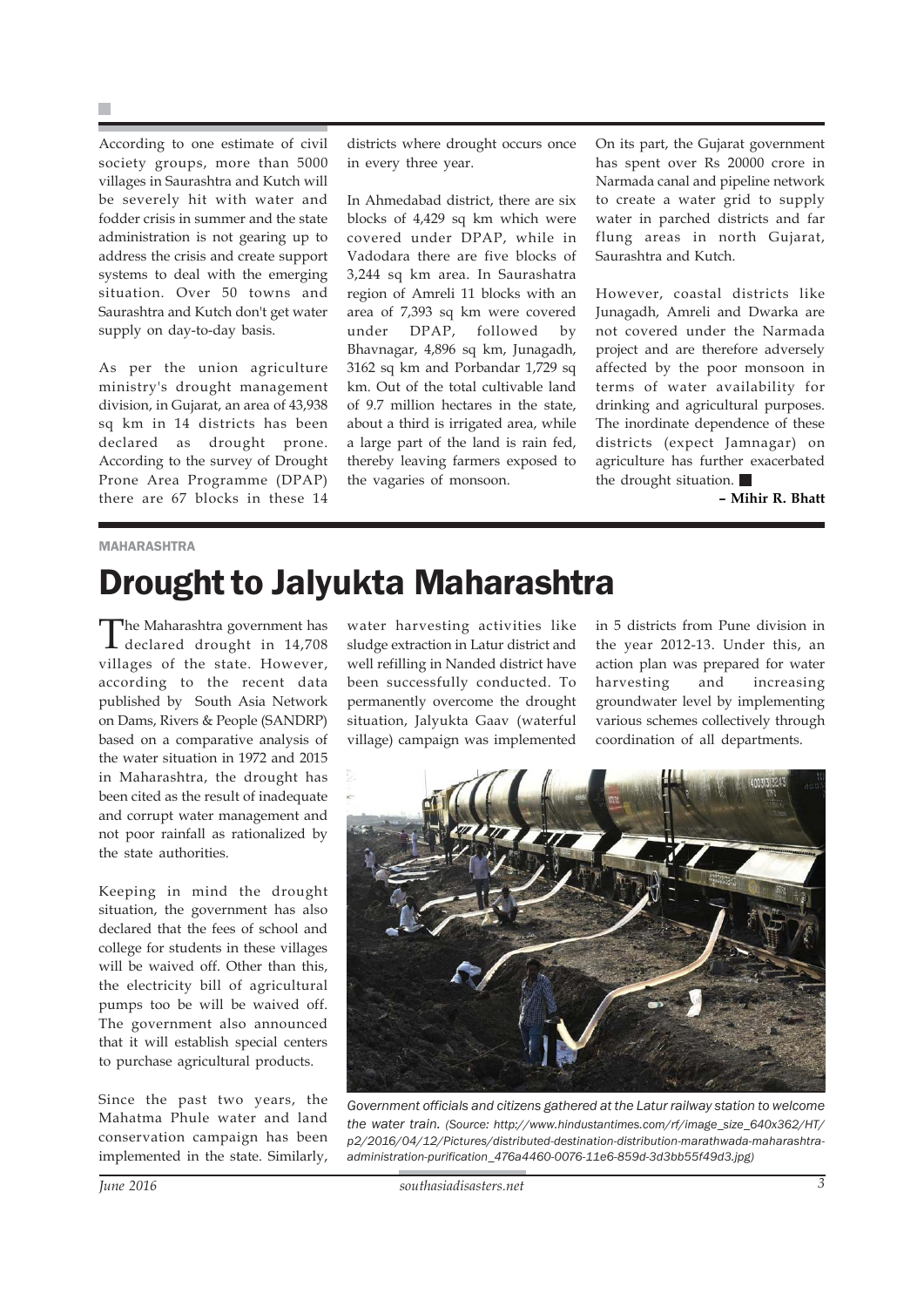According to one estimate of civil society groups, more than 5000 villages in Saurashtra and Kutch will be severely hit with water and fodder crisis in summer and the state administration is not gearing up to address the crisis and create support systems to deal with the emerging situation. Over 50 towns and Saurashtra and Kutch don't get water supply on day-to-day basis.

As per the union agriculture ministry's drought management division, in Gujarat, an area of 43,938 sq km in 14 districts has been declared as drought prone. According to the survey of Drought Prone Area Programme (DPAP) there are 67 blocks in these 14 districts where drought occurs once in every three year.

In Ahmedabad district, there are six blocks of 4,429 sq km which were covered under DPAP, while in Vadodara there are five blocks of 3,244 sq km area. In Saurashatra region of Amreli 11 blocks with an area of 7,393 sq km were covered under DPAP, followed by Bhavnagar, 4,896 sq km, Junagadh, 3162 sq km and Porbandar 1,729 sq km. Out of the total cultivable land of 9.7 million hectares in the state, about a third is irrigated area, while a large part of the land is rain fed, thereby leaving farmers exposed to the vagaries of monsoon.

On its part, the Gujarat government has spent over Rs 20000 crore in Narmada canal and pipeline network to create a water grid to supply water in parched districts and far flung areas in north Gujarat, Saurashtra and Kutch.

However, coastal districts like Junagadh, Amreli and Dwarka are not covered under the Narmada project and are therefore adversely affected by the poor monsoon in terms of water availability for drinking and agricultural purposes. The inordinate dependence of these districts (expect Jamnagar) on agriculture has further exacerbated the drought situation.

**– Mihir R. Bhatt**

MAHARASHTRA

# Drought to Jalyukta Maharashtra

The Maharashtra government has declared drought in 14,708 villages of the state. However, according to the recent data published by South Asia Network on Dams, Rivers & People (SANDRP) based on a comparative analysis of the water situation in 1972 and 2015 in Maharashtra, the drought has been cited as the result of inadequate and corrupt water management and not poor rainfall as rationalized by the state authorities.

Keeping in mind the drought situation, the government has also declared that the fees of school and college for students in these villages will be waived off. Other than this, the electricity bill of agricultural pumps too be will be waived off. The government also announced that it will establish special centers to purchase agricultural products.

Since the past two years, the Mahatma Phule water and land conservation campaign has been implemented in the state. Similarly, water harvesting activities like sludge extraction in Latur district and well refilling in Nanded district have been successfully conducted. To permanently overcome the drought situation, Jalyukta Gaav (waterful village) campaign was implemented in 5 districts from Pune division in the year 2012-13. Under this, an action plan was prepared for water harvesting and increasing groundwater level by implementing various schemes collectively through coordination of all departments.

*Government officials and citizens gathered at the Latur railway station to welcome the water train. (Source: http://www.hindustantimes.com/rf/image_size_640x362/HT/p2/2016/04/12/Pictures/distributed-destination-distribution-marathwada-maharashtra-administration-purification_476a4460-0076-11e6-859d-3d3bb55f49d3.jpg)*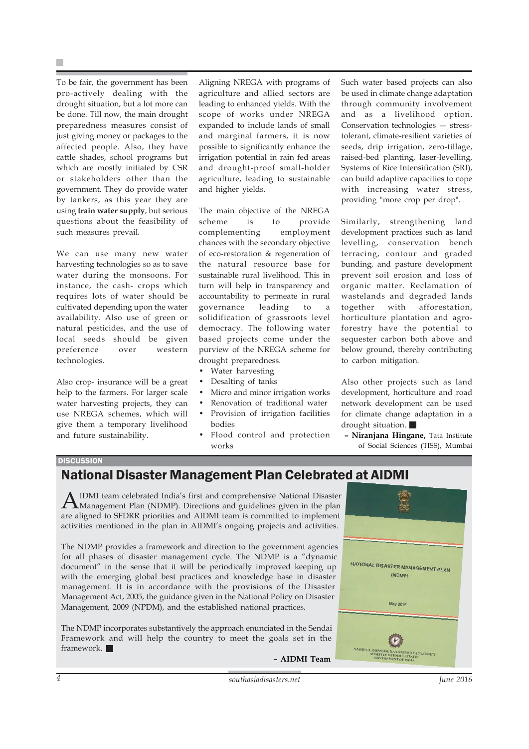To be fair, the government has been pro-actively dealing with the drought situation, but a lot more can be done. Till now, the main drought preparedness measures consist of just giving money or packages to the affected people. Also, they have cattle shades, school programs but which are mostly initiated by CSR or stakeholders other than the government. They do provide water by tankers, as this year they are using **train water supply**, but serious questions about the feasibility of such measures prevail.

We can use many new water harvesting technologies so as to save water during the monsoons. For instance, the cash- crops which requires lots of water should be cultivated depending upon the water availability. Also use of green or natural pesticides, and the use of local seeds should be given preference over western technologies.

Also crop- insurance will be a great help to the farmers. For larger scale water harvesting projects, they can use NREGA schemes, which will give them a temporary livelihood and future sustainability.

Aligning NREGA with programs of agriculture and allied sectors are leading to enhanced yields. With the scope of works under NREGA expanded to include lands of small and marginal farmers, it is now possible to significantly enhance the irrigation potential in rain fed areas and drought-proof small-holder agriculture, leading to sustainable and higher yields.

The main objective of the NREGA scheme is to provide complementing employment chances with the secondary objective of eco-restoration & regeneration of the natural resource base for sustainable rural livelihood. This in turn will help in transparency and accountability to permeate in rural governance leading to a solidification of grassroots level democracy. The following water based projects come under the purview of the NREGA scheme for drought preparedness.

- Water harvesting
- Desalting of tanks
- Micro and minor irrigation works
- Renovation of traditional water bodies
- Provision of irrigation facilities
- Flood control and protection works

Such water based projects can also be used in climate change adaptation through community involvement and as a livelihood option. Conservation technologies — stress-tolerant, climate-resilient varieties of seeds, drip irrigation, zero-tillage, raised-bed planting, laser-levelling, Systems of Rice Intensification (SRI), can build adaptive capacities to cope with increasing water stress, providing "more crop per drop".

Similarly, strengthening land development practices such as land levelling, conservation bench terracing, contour and graded bunding, and pasture development prevent soil erosion and loss of organic matter. Reclamation of wastelands and degraded lands together with afforestation, horticulture plantation and agro-forestry have the potential to sequester carbon both above and below ground, thereby contributing to carbon mitigation.

Also other projects such as land development, horticulture and road network development can be used for climate change adaptation in a drought situation. ■

**– Niranjana Hingane,** Tata Institute of Social Sciences (TISS), Mumbai

DISCUSSION

## National Disaster Management Plan Celebrated at AIDMI

AIDMI team celebrated India's first and comprehensive National Disaster Management Plan (NDMP). Directions and guidelines given in the plan are aligned to SFDRR priorities and AIDMI team is committed to implement activities mentioned in the plan in AIDMI's ongoing projects and activities.

The NDMP provides a framework and direction to the government agencies for all phases of disaster management cycle. The NDMP is a "dynamic document" in the sense that it will be periodically improved keeping up with the emerging global best practices and knowledge base in disaster management. It is in accordance with the provisions of the Disaster Management Act, 2005, the guidance given in the National Policy on Disaster Management, 2009 (NPDM), and the established national practices.

The NDMP incorporates substantively the approach enunciated in the Sendai Framework and will help the country to meet the goals set in the framework. ■

**– AIDMI Team**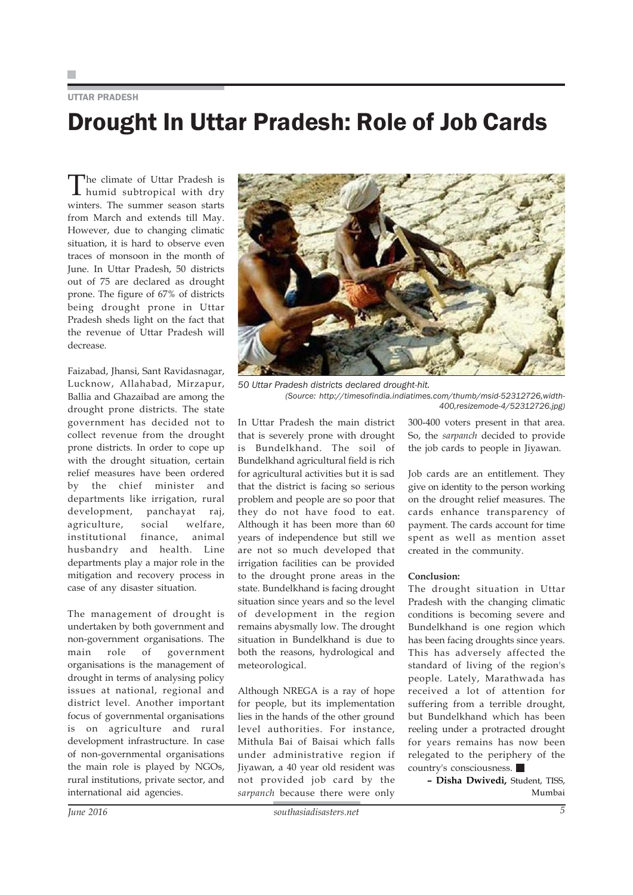UTTAR PRADESH

# Drought In Uttar Pradesh: Role of Job Cards

The climate of Uttar Pradesh is humid subtropical with dry winters. The summer season starts from March and extends till May. However, due to changing climatic situation, it is hard to observe even traces of monsoon in the month of June. In Uttar Pradesh, 50 districts out of 75 are declared as drought prone. The figure of 67% of districts being drought prone in Uttar Pradesh sheds light on the fact that the revenue of Uttar Pradesh will decrease.

Faizabad, Jhansi, Sant Ravidasnagar, Lucknow, Allahabad, Mirzapur, Ballia and Ghazaibad are among the drought prone districts. The state government has decided not to collect revenue from the drought prone districts. In order to cope up with the drought situation, certain relief measures have been ordered by the chief minister and departments like irrigation, rural development, panchayat raj, agriculture, social welfare, institutional finance, animal husbandry and health. Line departments play a major role in the mitigation and recovery process in case of any disaster situation.

The management of drought is undertaken by both government and non-government organisations. The main role of government organisations is the management of drought in terms of analysing policy issues at national, regional and district level. Another important focus of governmental organisations is on agriculture and rural development infrastructure. In case of non-governmental organisations the main role is played by NGOs, rural institutions, private sector, and international aid agencies.

*50 Uttar Pradesh districts declared drought-hit.*
*(Source: http://timesofindia.indiatimes.com/thumb/msid-52312726,width-400,resizemode-4/52312726.jpg)*

In Uttar Pradesh the main district that is severely prone with drought is Bundelkhand. The soil of Bundelkhand agricultural field is rich for agricultural activities but it is sad that the district is facing so serious problem and people are so poor that they do not have food to eat. Although it has been more than 60 years of independence but still we are not so much developed that irrigation facilities can be provided to the drought prone areas in the state. Bundelkhand is facing drought situation since years and so the level of development in the region remains abysmally low. The drought situation in Bundelkhand is due to both the reasons, hydrological and meteorological.

Although NREGA is a ray of hope for people, but its implementation lies in the hands of the other ground level authorities. For instance, Mithula Bai of Baisai which falls under administrative region if Jiyawan, a 40 year old resident was not provided job card by the *sarpanch* because there were only 300-400 voters present in that area. So, the *sarpanch* decided to provide the job cards to people in Jiyawan.

Job cards are an entitlement. They give on identity to the person working on the drought relief measures. The cards enhance transparency of payment. The cards account for time spent as well as mention asset created in the community.

**Conclusion:**

The drought situation in Uttar Pradesh with the changing climatic conditions is becoming severe and Bundelkhand is one region which has been facing droughts since years. This has adversely affected the standard of living of the region's people. Lately, Marathwada has received a lot of attention for suffering from a terrible drought, but Bundelkhand which has been reeling under a protracted drought for years remains has now been relegated to the periphery of the country's consciousness.

**– Disha Dwivedi,** Student, TISS, Mumbai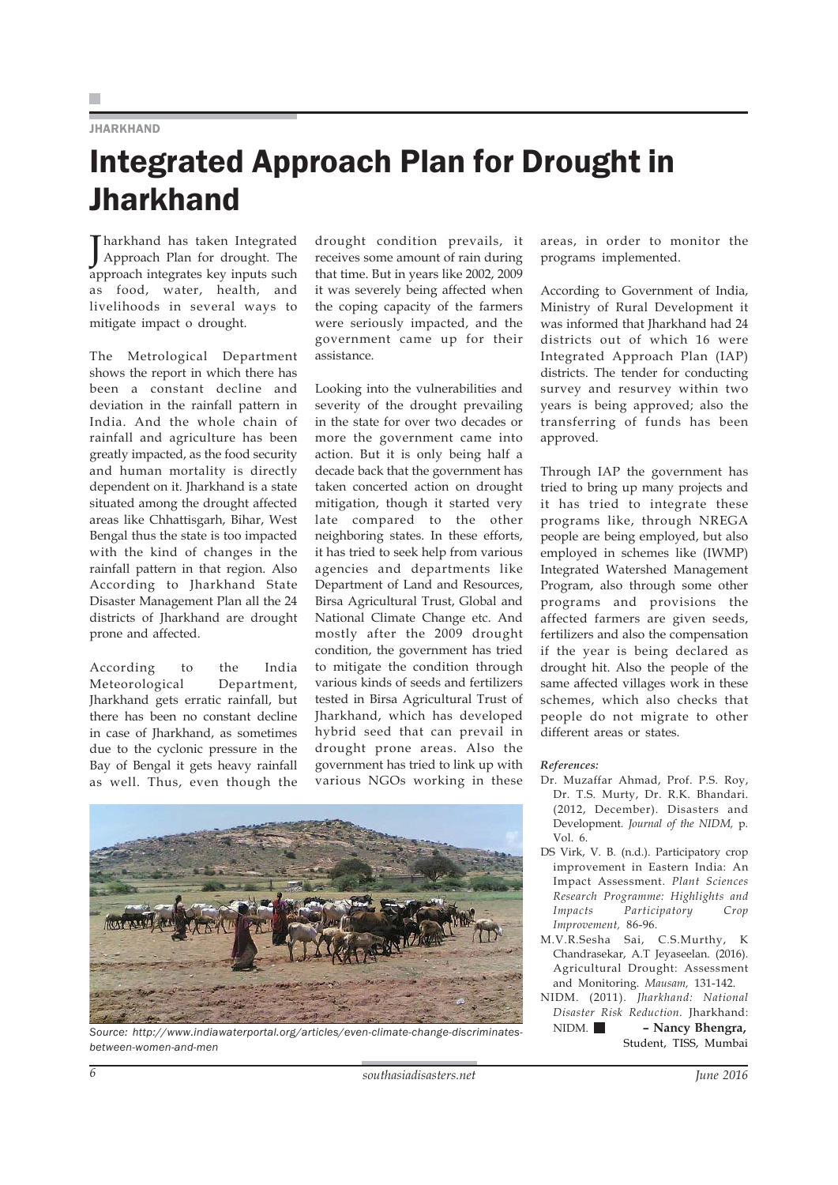JHARKHAND

# Integrated Approach Plan for Drought in Jharkhand

Jharkhand has taken Integrated Approach Plan for drought. The approach integrates key inputs such as food, water, health, and livelihoods in several ways to mitigate impact o drought.

The Metrological Department shows the report in which there has been a constant decline and deviation in the rainfall pattern in India. And the whole chain of rainfall and agriculture has been greatly impacted, as the food security and human mortality is directly dependent on it. Jharkhand is a state situated among the drought affected areas like Chhattisgarh, Bihar, West Bengal thus the state is too impacted with the kind of changes in the rainfall pattern in that region. Also According to Jharkhand State Disaster Management Plan all the 24 districts of Jharkhand are drought prone and affected.

According to the India Meteorological Department, Jharkhand gets erratic rainfall, but there has been no constant decline in case of Jharkhand, as sometimes due to the cyclonic pressure in the Bay of Bengal it gets heavy rainfall as well. Thus, even though the drought condition prevails, it receives some amount of rain during that time. But in years like 2002, 2009 it was severely being affected when the coping capacity of the farmers were seriously impacted, and the government came up for their assistance.

Looking into the vulnerabilities and severity of the drought prevailing in the state for over two decades or more the government came into action. But it is only being half a decade back that the government has taken concerted action on drought mitigation, though it started very late compared to the other neighboring states. In these efforts, it has tried to seek help from various agencies and departments like Department of Land and Resources, Birsa Agricultural Trust, Global and National Climate Change etc. And mostly after the 2009 drought condition, the government has tried to mitigate the condition through various kinds of seeds and fertilizers tested in Birsa Agricultural Trust of Jharkhand, which has developed hybrid seed that can prevail in drought prone areas. Also the government has tried to link up with various NGOs working in these areas, in order to monitor the programs implemented.

Source: http://www.indiawaterportal.org/articles/even-climate-change-discriminates-between-women-and-men

According to Government of India, Ministry of Rural Development it was informed that Jharkhand had 24 districts out of which 16 were Integrated Approach Plan (IAP) districts. The tender for conducting survey and resurvey within two years is being approved; also the transferring of funds has been approved.

Through IAP the government has tried to bring up many projects and it has tried to integrate these programs like, through NREGA people are being employed, but also employed in schemes like (IWMP) Integrated Watershed Management Program, also through some other programs and provisions the affected farmers are given seeds, fertilizers and also the compensation if the year is being declared as drought hit. Also the people of the same affected villages work in these schemes, which also checks that people do not migrate to other different areas or states.

***References:***

- Dr. Muzaffar Ahmad, Prof. P.S. Roy, Dr. T.S. Murty, Dr. R.K. Bhandari. (2012, December). Disasters and Development. *Journal of the NIDM,* p. Vol. 6.
- DS Virk, V. B. (n.d.). Participatory crop improvement in Eastern India: An Impact Assessment. *Plant Sciences Research Programme: Highlights and Impacts Participatory Crop Improvement,* 86-96.
- M.V.R.Sesha Sai, C.S.Murthy, K Chandrasekar, A.T Jeyaseelan. (2016). Agricultural Drought: Assessment and Monitoring. *Mausam,* 131-142.
- NIDM. (2011). *Jharkhand: National Disaster Risk Reduction.* Jharkhand: NIDM.

**– Nancy Bhengra,**
Student, TISS, Mumbai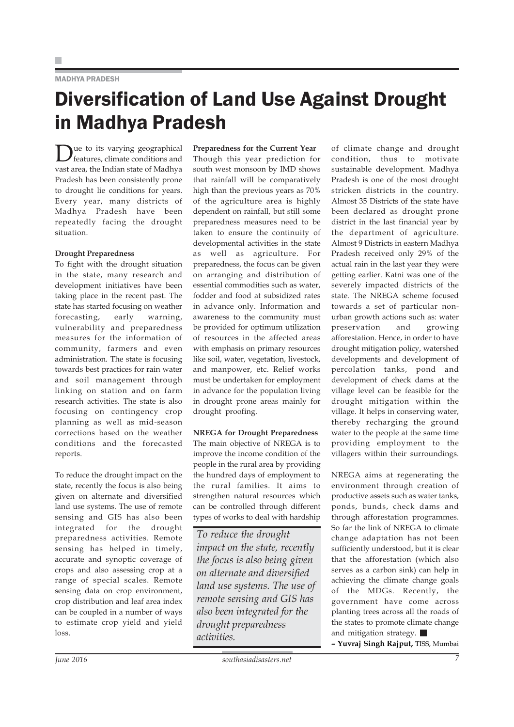MADHYA PRADESH

# Diversification of Land Use Against Drought in Madhya Pradesh

Due to its varying geographical features, climate conditions and vast area, the Indian state of Madhya Pradesh has been consistently prone to drought lie conditions for years. Every year, many districts of Madhya Pradesh have been repeatedly facing the drought situation.

**Drought Preparedness**

To fight with the drought situation in the state, many research and development initiatives have been taking place in the recent past. The state has started focusing on weather forecasting, early warning, vulnerability and preparedness measures for the information of community, farmers and even administration. The state is focusing towards best practices for rain water and soil management through linking on station and on farm research activities. The state is also focusing on contingency crop planning as well as mid-season corrections based on the weather conditions and the forecasted reports.

To reduce the drought impact on the state, recently the focus is also being given on alternate and diversified land use systems. The use of remote sensing and GIS has also been integrated for the drought preparedness activities. Remote sensing has helped in timely, accurate and synoptic coverage of crops and also assessing crop at a range of special scales. Remote sensing data on crop environment, crop distribution and leaf area index can be coupled in a number of ways to estimate crop yield and yield loss.

**Preparedness for the Current Year**

Though this year prediction for south west monsoon by IMD shows that rainfall will be comparatively high than the previous years as 70% of the agriculture area is highly dependent on rainfall, but still some preparedness measures need to be taken to ensure the continuity of developmental activities in the state as well as agriculture. For preparedness, the focus can be given on arranging and distribution of essential commodities such as water, fodder and food at subsidized rates in advance only. Information and awareness to the community must be provided for optimum utilization of resources in the affected areas with emphasis on primary resources like soil, water, vegetation, livestock, and manpower, etc. Relief works must be undertaken for employment in advance for the population living in drought prone areas mainly for drought proofing.

**NREGA for Drought Preparedness**

The main objective of NREGA is to improve the income condition of the people in the rural area by providing the hundred days of employment to the rural families. It aims to strengthen natural resources which can be controlled through different types of works to deal with hardship of climate change and drought condition, thus to motivate sustainable development. Madhya Pradesh is one of the most drought stricken districts in the country. Almost 35 Districts of the state have been declared as drought prone district in the last financial year by the department of agriculture. Almost 9 Districts in eastern Madhya Pradesh received only 29% of the actual rain in the last year they were getting earlier. Katni was one of the severely impacted districts of the state. The NREGA scheme focused towards a set of particular non-urban growth actions such as: water preservation and growing afforestation. Hence, in order to have drought mitigation policy, watershed developments and development of percolation tanks, pond and development of check dams at the village level can be feasible for the drought mitigation within the village. It helps in conserving water, thereby recharging the ground water to the people at the same time providing employment to the villagers within their surroundings.

> *To reduce the drought impact on the state, recently the focus is also being given on alternate and diversified land use systems. The use of remote sensing and GIS has also been integrated for the drought preparedness activities.*

NREGA aims at regenerating the environment through creation of productive assets such as water tanks, ponds, bunds, check dams and through afforestation programmes. So far the link of NREGA to climate change adaptation has not been sufficiently understood, but it is clear that the afforestation (which also serves as a carbon sink) can help in achieving the climate change goals of the MDGs. Recently, the government have come across planting trees across all the roads of the states to promote climate change and mitigation strategy. ■

**– Yuvraj Singh Rajput,** TISS, Mumbai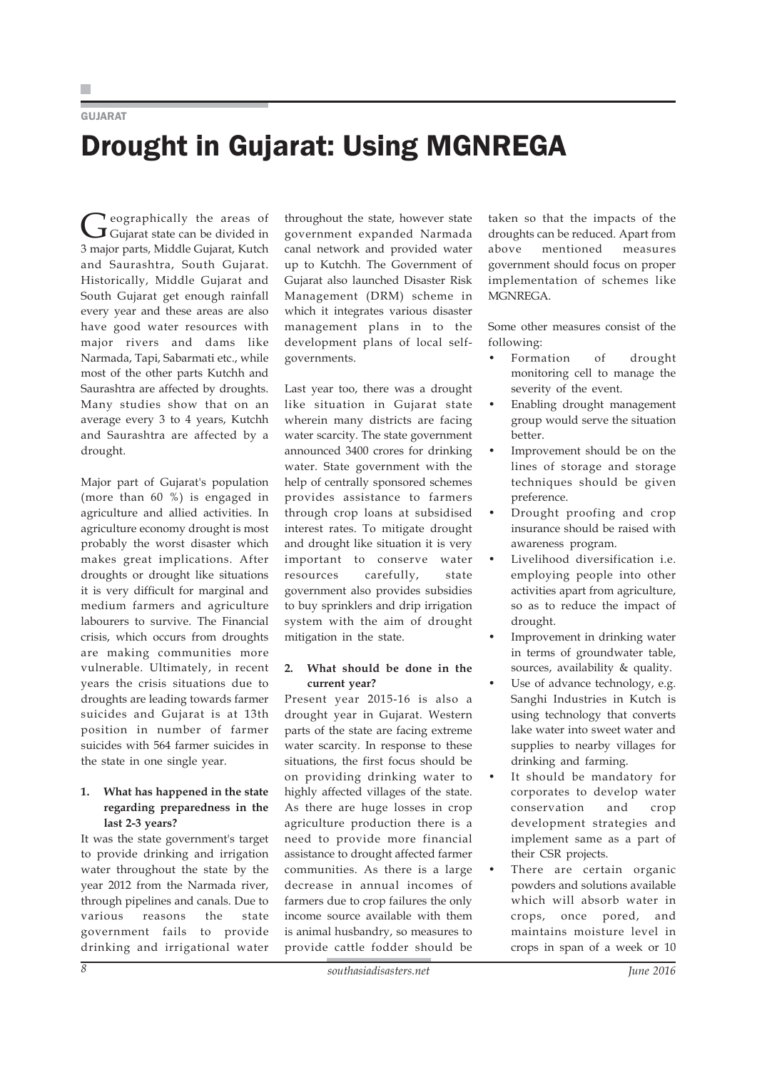GUJARAT

# Drought in Gujarat: Using MGNREGA

Geographically the areas of Gujarat state can be divided in 3 major parts, Middle Gujarat, Kutch and Saurashtra, South Gujarat. Historically, Middle Gujarat and South Gujarat get enough rainfall every year and these areas are also have good water resources with major rivers and dams like Narmada, Tapi, Sabarmati etc., while most of the other parts Kutchh and Saurashtra are affected by droughts. Many studies show that on an average every 3 to 4 years, Kutchh and Saurashtra are affected by a drought.

Major part of Gujarat's population (more than 60 %) is engaged in agriculture and allied activities. In agriculture economy drought is most probably the worst disaster which makes great implications. After droughts or drought like situations it is very difficult for marginal and medium farmers and agriculture labourers to survive. The Financial crisis, which occurs from droughts are making communities more vulnerable. Ultimately, in recent years the crisis situations due to droughts are leading towards farmer suicides and Gujarat is at 13th position in number of farmer suicides with 564 farmer suicides in the state in one single year.

**1. What has happened in the state regarding preparedness in the last 2-3 years?**

It was the state government's target to provide drinking and irrigation water throughout the state by the year 2012 from the Narmada river, through pipelines and canals. Due to various reasons the state government fails to provide drinking and irrigational water throughout the state, however state government expanded Narmada canal network and provided water up to Kutchh. The Government of Gujarat also launched Disaster Risk Management (DRM) scheme in which it integrates various disaster management plans in to the development plans of local self-governments.

Last year too, there was a drought like situation in Gujarat state wherein many districts are facing water scarcity. The state government announced 3400 crores for drinking water. State government with the help of centrally sponsored schemes provides assistance to farmers through crop loans at subsidised interest rates. To mitigate drought and drought like situation it is very important to conserve water resources carefully, state government also provides subsidies to buy sprinklers and drip irrigation system with the aim of drought mitigation in the state.

**2. What should be done in the current year?**

Present year 2015-16 is also a drought year in Gujarat. Western parts of the state are facing extreme water scarcity. In response to these situations, the first focus should be on providing drinking water to highly affected villages of the state. As there are huge losses in crop agriculture production there is a need to provide more financial assistance to drought affected farmer communities. As there is a large decrease in annual incomes of farmers due to crop failures the only income source available with them is animal husbandry, so measures to provide cattle fodder should be taken so that the impacts of the droughts can be reduced. Apart from above mentioned measures government should focus on proper implementation of schemes like MGNREGA.

Some other measures consist of the following:

- Formation of drought monitoring cell to manage the severity of the event.
- Enabling drought management group would serve the situation better.
- Improvement should be on the lines of storage and storage techniques should be given preference.
- Drought proofing and crop insurance should be raised with awareness program.
- Livelihood diversification i.e. employing people into other activities apart from agriculture, so as to reduce the impact of drought.
- Improvement in drinking water in terms of groundwater table, sources, availability & quality.
- Use of advance technology, e.g. Sanghi Industries in Kutch is using technology that converts lake water into sweet water and supplies to nearby villages for drinking and farming.
- It should be mandatory for corporates to develop water conservation and crop development strategies and implement same as a part of their CSR projects.
- There are certain organic powders and solutions available which will absorb water in crops, once pored, and maintains moisture level in crops in span of a week or 10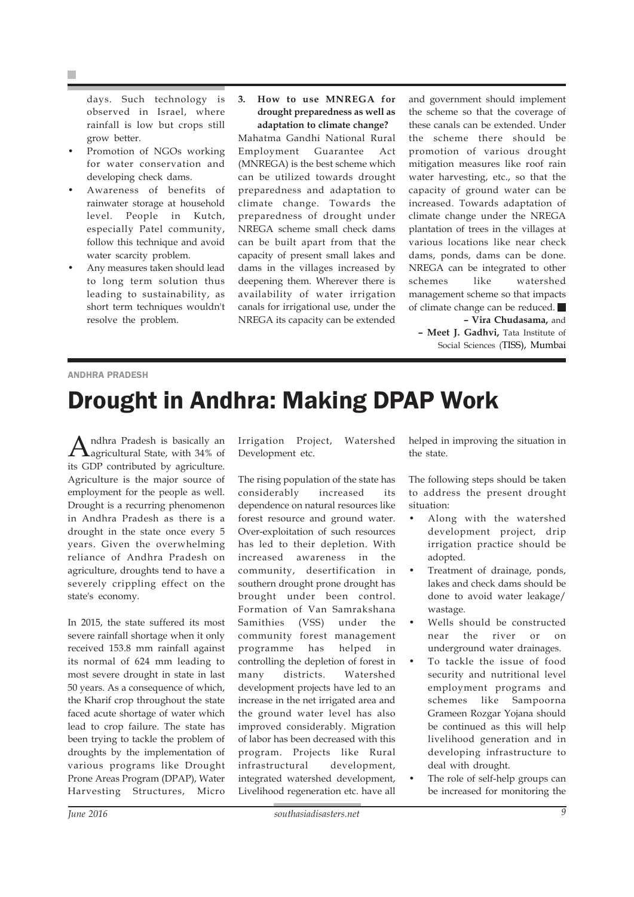days. Such technology is observed in Israel, where rainfall is low but crops still grow better.

- Promotion of NGOs working for water conservation and developing check dams.
- Awareness of benefits of rainwater storage at household level. People in Kutch, especially Patel community, follow this technique and avoid water scarcity problem.
- Any measures taken should lead to long term solution thus leading to sustainability, as short term techniques wouldn't resolve the problem.

**3. How to use MNREGA for drought preparedness as well as adaptation to climate change?**

Mahatma Gandhi National Rural Employment Guarantee Act (MNREGA) is the best scheme which can be utilized towards drought preparedness and adaptation to climate change. Towards the preparedness of drought under NREGA scheme small check dams can be built apart from that the capacity of present small lakes and dams in the villages increased by deepening them. Wherever there is availability of water irrigation canals for irrigational use, under the NREGA its capacity can be extended and government should implement the scheme so that the coverage of these canals can be extended. Under the scheme there should be promotion of various drought mitigation measures like roof rain water harvesting, etc., so that the capacity of ground water can be increased. Towards adaptation of climate change under the NREGA plantation of trees in the villages at various locations like near check dams, ponds, dams can be done. NREGA can be integrated to other schemes like watershed management scheme so that impacts of climate change can be reduced. ■

**– Vira Chudasama,** and
**– Meet J. Gadhvi,** Tata Institute of Social Sciences (TISS), Mumbai

ANDHRA PRADESH

# Drought in Andhra: Making DPAP Work

Andhra Pradesh is basically an agricultural State, with 34% of its GDP contributed by agriculture. Agriculture is the major source of employment for the people as well. Drought is a recurring phenomenon in Andhra Pradesh as there is a drought in the state once every 5 years. Given the overwhelming reliance of Andhra Pradesh on agriculture, droughts tend to have a severely crippling effect on the state's economy.

In 2015, the state suffered its most severe rainfall shortage when it only received 153.8 mm rainfall against its normal of 624 mm leading to most severe drought in state in last 50 years. As a consequence of which, the Kharif crop throughout the state faced acute shortage of water which lead to crop failure. The state has been trying to tackle the problem of droughts by the implementation of various programs like Drought Prone Areas Program (DPAP), Water Harvesting Structures, Micro Irrigation Project, Watershed Development etc.

The rising population of the state has considerably increased its dependence on natural resources like forest resource and ground water. Over-exploitation of such resources has led to their depletion. With increased awareness in the community, desertification in southern drought prone drought has brought under been control. Formation of Van Samrakshana Samithies (VSS) under the community forest management programme has helped in controlling the depletion of forest in many districts. Watershed development projects have led to an increase in the net irrigated area and the ground water level has also improved considerably. Migration of labor has been decreased with this program. Projects like Rural infrastructural development, integrated watershed development, Livelihood regeneration etc. have all helped in improving the situation in the state.

The following steps should be taken to address the present drought situation:

- Along with the watershed development project, drip irrigation practice should be adopted.
- Treatment of drainage, ponds, lakes and check dams should be done to avoid water leakage/ wastage.
- Wells should be constructed near the river or on underground water drainages.
- To tackle the issue of food security and nutritional level employment programs and schemes like Sampoorna Grameen Rozgar Yojana should be continued as this will help livelihood generation and in developing infrastructure to deal with drought.
- The role of self-help groups can be increased for monitoring the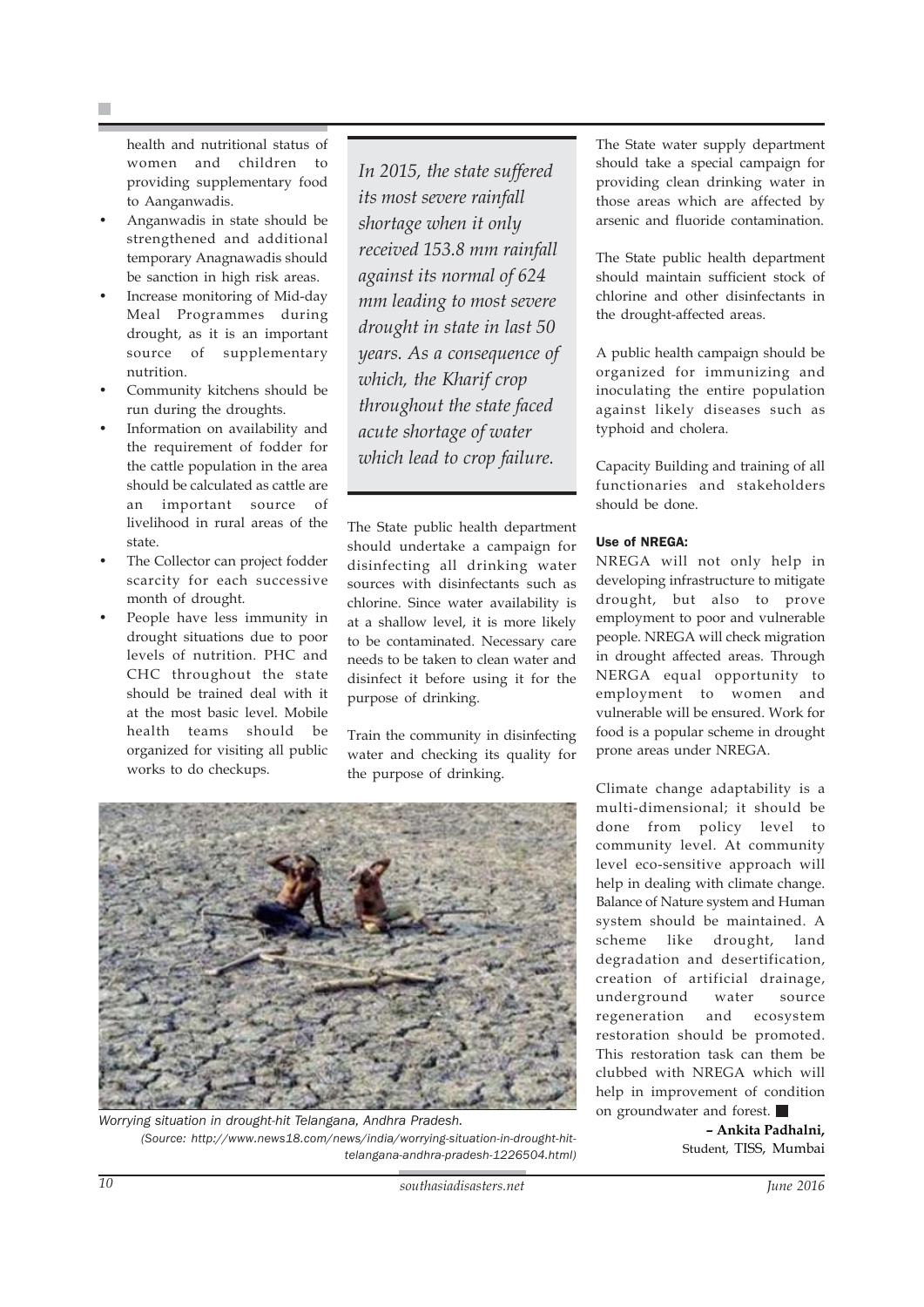health and nutritional status of women and children to providing supplementary food to Aanganwadis.

- Anganwadis in state should be strengthened and additional temporary Anagnawadis should be sanction in high risk areas.
- Increase monitoring of Mid-day Meal Programmes during drought, as it is an important source of supplementary nutrition.
- Community kitchens should be run during the droughts.
- Information on availability and the requirement of fodder for the cattle population in the area should be calculated as cattle are an important source of livelihood in rural areas of the state.
- The Collector can project fodder scarcity for each successive month of drought.
- People have less immunity in drought situations due to poor levels of nutrition. PHC and CHC throughout the state should be trained deal with it at the most basic level. Mobile health teams should be organized for visiting all public works to do checkups.

*In 2015, the state suffered its most severe rainfall shortage when it only received 153.8 mm rainfall against its normal of 624 mm leading to most severe drought in state in last 50 years. As a consequence of which, the Kharif crop throughout the state faced acute shortage of water which lead to crop failure.*

The State public health department should undertake a campaign for disinfecting all drinking water sources with disinfectants such as chlorine. Since water availability is at a shallow level, it is more likely to be contaminated. Necessary care needs to be taken to clean water and disinfect it before using it for the purpose of drinking.

Train the community in disinfecting water and checking its quality for the purpose of drinking.

*Worrying situation in drought-hit Telangana, Andhra Pradesh.*
*(Source: http://www.news18.com/news/india/worrying-situation-in-drought-hit-telangana-andhra-pradesh-1226504.html)*

The State water supply department should take a special campaign for providing clean drinking water in those areas which are affected by arsenic and fluoride contamination.

The State public health department should maintain sufficient stock of chlorine and other disinfectants in the drought-affected areas.

A public health campaign should be organized for immunizing and inoculating the entire population against likely diseases such as typhoid and cholera.

Capacity Building and training of all functionaries and stakeholders should be done.

**Use of NREGA:**
NREGA will not only help in developing infrastructure to mitigate drought, but also to prove employment to poor and vulnerable people. NREGA will check migration in drought affected areas. Through NERGA equal opportunity to employment to women and vulnerable will be ensured. Work for food is a popular scheme in drought prone areas under NREGA.

Climate change adaptability is a multi-dimensional; it should be done from policy level to community level. At community level eco-sensitive approach will help in dealing with climate change. Balance of Nature system and Human system should be maintained. A scheme like drought, land degradation and desertification, creation of artificial drainage, underground water source regeneration and ecosystem restoration should be promoted. This restoration task can them be clubbed with NREGA which will help in improvement of condition on groundwater and forest. ■

**– Ankita Padhalni,**
Student, TISS, Mumbai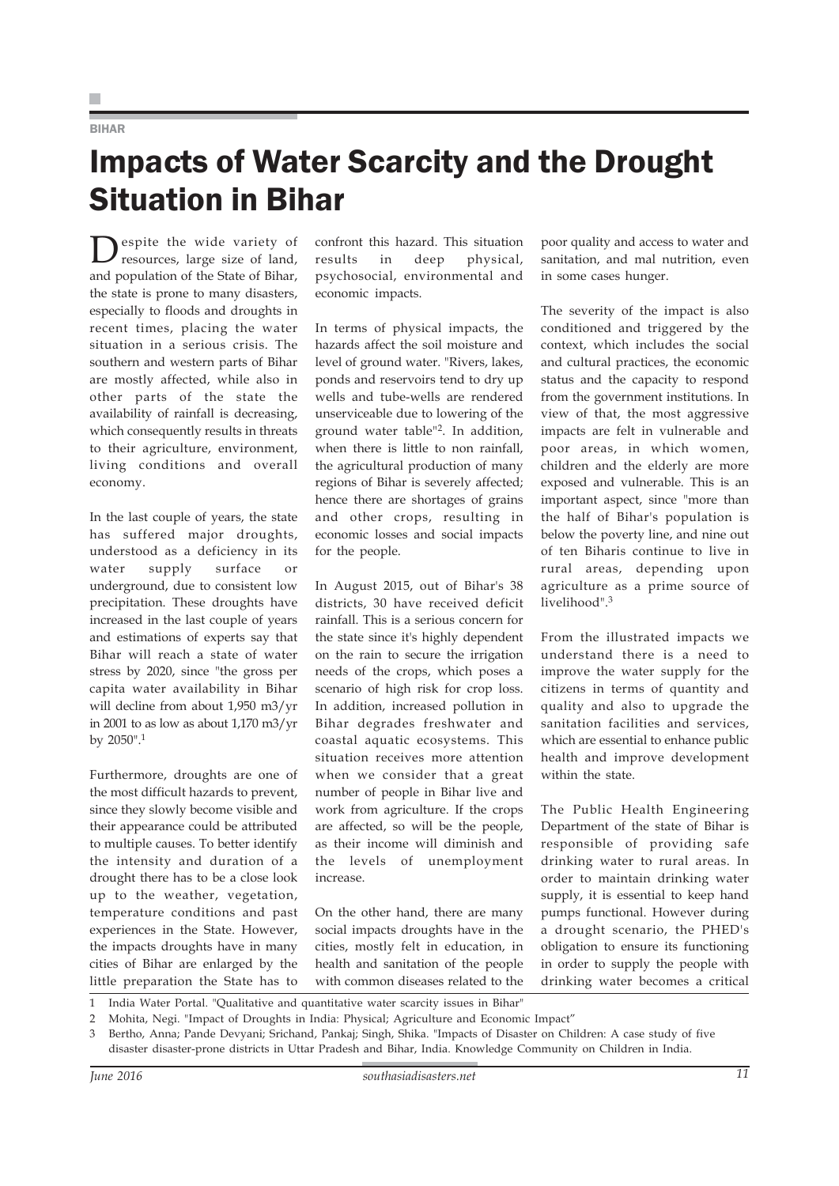BIHAR

# Impacts of Water Scarcity and the Drought Situation in Bihar

Despite the wide variety of resources, large size of land, and population of the State of Bihar, the state is prone to many disasters, especially to floods and droughts in recent times, placing the water situation in a serious crisis. The southern and western parts of Bihar are mostly affected, while also in other parts of the state the availability of rainfall is decreasing, which consequently results in threats to their agriculture, environment, living conditions and overall economy.

In the last couple of years, the state has suffered major droughts, understood as a deficiency in its water supply surface or underground, due to consistent low precipitation. These droughts have increased in the last couple of years and estimations of experts say that Bihar will reach a state of water stress by 2020, since "the gross per capita water availability in Bihar will decline from about 1,950 m3/yr in 2001 to as low as about 1,170 m3/yr by 2050".[1]

Furthermore, droughts are one of the most difficult hazards to prevent, since they slowly become visible and their appearance could be attributed to multiple causes. To better identify the intensity and duration of a drought there has to be a close look up to the weather, vegetation, temperature conditions and past experiences in the State. However, the impacts droughts have in many cities of Bihar are enlarged by the little preparation the State has to confront this hazard. This situation results in deep physical, psychosocial, environmental and economic impacts.

In terms of physical impacts, the hazards affect the soil moisture and level of ground water. "Rivers, lakes, ponds and reservoirs tend to dry up wells and tube-wells are rendered unserviceable due to lowering of the ground water table"[2]. In addition, when there is little to non rainfall, the agricultural production of many regions of Bihar is severely affected; hence there are shortages of grains and other crops, resulting in economic losses and social impacts for the people.

In August 2015, out of Bihar's 38 districts, 30 have received deficit rainfall. This is a serious concern for the state since it's highly dependent on the rain to secure the irrigation needs of the crops, which poses a scenario of high risk for crop loss. In addition, increased pollution in Bihar degrades freshwater and coastal aquatic ecosystems. This situation receives more attention when we consider that a great number of people in Bihar live and work from agriculture. If the crops are affected, so will be the people, as their income will diminish and the levels of unemployment increase.

On the other hand, there are many social impacts droughts have in the cities, mostly felt in education, in health and sanitation of the people with common diseases related to the poor quality and access to water and sanitation, and mal nutrition, even in some cases hunger.

The severity of the impact is also conditioned and triggered by the context, which includes the social and cultural practices, the economic status and the capacity to respond from the government institutions. In view of that, the most aggressive impacts are felt in vulnerable and poor areas, in which women, children and the elderly are more exposed and vulnerable. This is an important aspect, since "more than the half of Bihar's population is below the poverty line, and nine out of ten Biharis continue to live in rural areas, depending upon agriculture as a prime source of livelihood".[3]

From the illustrated impacts we understand there is a need to improve the water supply for the citizens in terms of quantity and quality and also to upgrade the sanitation facilities and services, which are essential to enhance public health and improve development within the state.

The Public Health Engineering Department of the state of Bihar is responsible of providing safe drinking water to rural areas. In order to maintain drinking water supply, it is essential to keep hand pumps functional. However during a drought scenario, the PHED's obligation to ensure its functioning in order to supply the people with drinking water becomes a critical

---

1 India Water Portal. "Qualitative and quantitative water scarcity issues in Bihar"

2 Mohita, Negi. "Impact of Droughts in India: Physical; Agriculture and Economic Impact"

3 Bertho, Anna; Pande Devyani; Srichand, Pankaj; Singh, Shika. "Impacts of Disaster on Children: A case study of five disaster disaster-prone districts in Uttar Pradesh and Bihar, India. Knowledge Community on Children in India.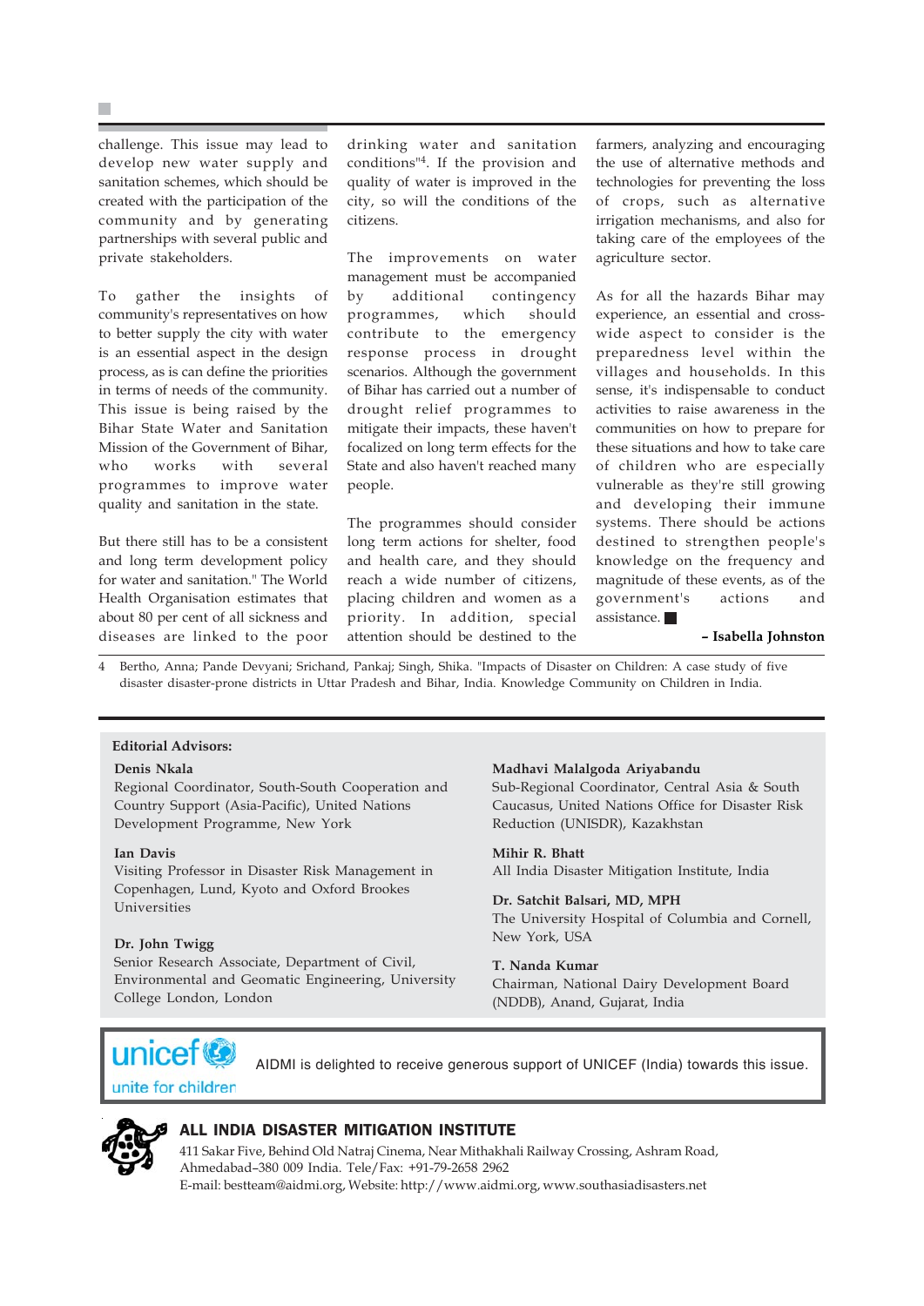challenge. This issue may lead to develop new water supply and sanitation schemes, which should be created with the participation of the community and by generating partnerships with several public and private stakeholders.

To gather the insights of community's representatives on how to better supply the city with water is an essential aspect in the design process, as is can define the priorities in terms of needs of the community. This issue is being raised by the Bihar State Water and Sanitation Mission of the Government of Bihar, who works with several programmes to improve water quality and sanitation in the state.

But there still has to be a consistent and long term development policy for water and sanitation." The World Health Organisation estimates that about 80 per cent of all sickness and diseases are linked to the poor drinking water and sanitation conditions"[4]. If the provision and quality of water is improved in the city, so will the conditions of the citizens.

The improvements on water management must be accompanied by additional contingency programmes, which should contribute to the emergency response process in drought scenarios. Although the government of Bihar has carried out a number of drought relief programmes to mitigate their impacts, these haven't focalized on long term effects for the State and also haven't reached many people.

The programmes should consider long term actions for shelter, food and health care, and they should reach a wide number of citizens, placing children and women as a priority. In addition, special attention should be destined to the farmers, analyzing and encouraging the use of alternative methods and technologies for preventing the loss of crops, such as alternative irrigation mechanisms, and also for taking care of the employees of the agriculture sector.

As for all the hazards Bihar may experience, an essential and cross-wide aspect to consider is the preparedness level within the villages and households. In this sense, it's indispensable to conduct activities to raise awareness in the communities on how to prepare for these situations and how to take care of children who are especially vulnerable as they're still growing and developing their immune systems. There should be actions destined to strengthen people's knowledge on the frequency and magnitude of these events, as of the government's actions and assistance. ■

**– Isabella Johnston**

4 Bertho, Anna; Pande Devyani; Srichand, Pankaj; Singh, Shika. "Impacts of Disaster on Children: A case study of five disaster disaster-prone districts in Uttar Pradesh and Bihar, India. Knowledge Community on Children in India.

**Editorial Advisors:**

**Denis Nkala**
Regional Coordinator, South-South Cooperation and Country Support (Asia-Pacific), United Nations Development Programme, New York

**Ian Davis**
Visiting Professor in Disaster Risk Management in Copenhagen, Lund, Kyoto and Oxford Brookes Universities

**Dr. John Twigg**
Senior Research Associate, Department of Civil, Environmental and Geomatic Engineering, University College London, London

**Madhavi Malalgoda Ariyabandu**
Sub-Regional Coordinator, Central Asia & South Caucasus, United Nations Office for Disaster Risk Reduction (UNISDR), Kazakhstan

**Mihir R. Bhatt**
All India Disaster Mitigation Institute, India

**Dr. Satchit Balsari, MD, MPH**
The University Hospital of Columbia and Cornell, New York, USA

**T. Nanda Kumar**
Chairman, National Dairy Development Board (NDDB), Anand, Gujarat, India

unicef
unite for children

AIDMI is delighted to receive generous support of UNICEF (India) towards this issue.

**ALL INDIA DISASTER MITIGATION INSTITUTE**

411 Sakar Five, Behind Old Natraj Cinema, Near Mithakhali Railway Crossing, Ashram Road, Ahmedabad–380 009 India. Tele/Fax: +91-79-2658 2962
E-mail: bestteam@aidmi.org, Website: http://www.aidmi.org, www.southasiadisasters.net